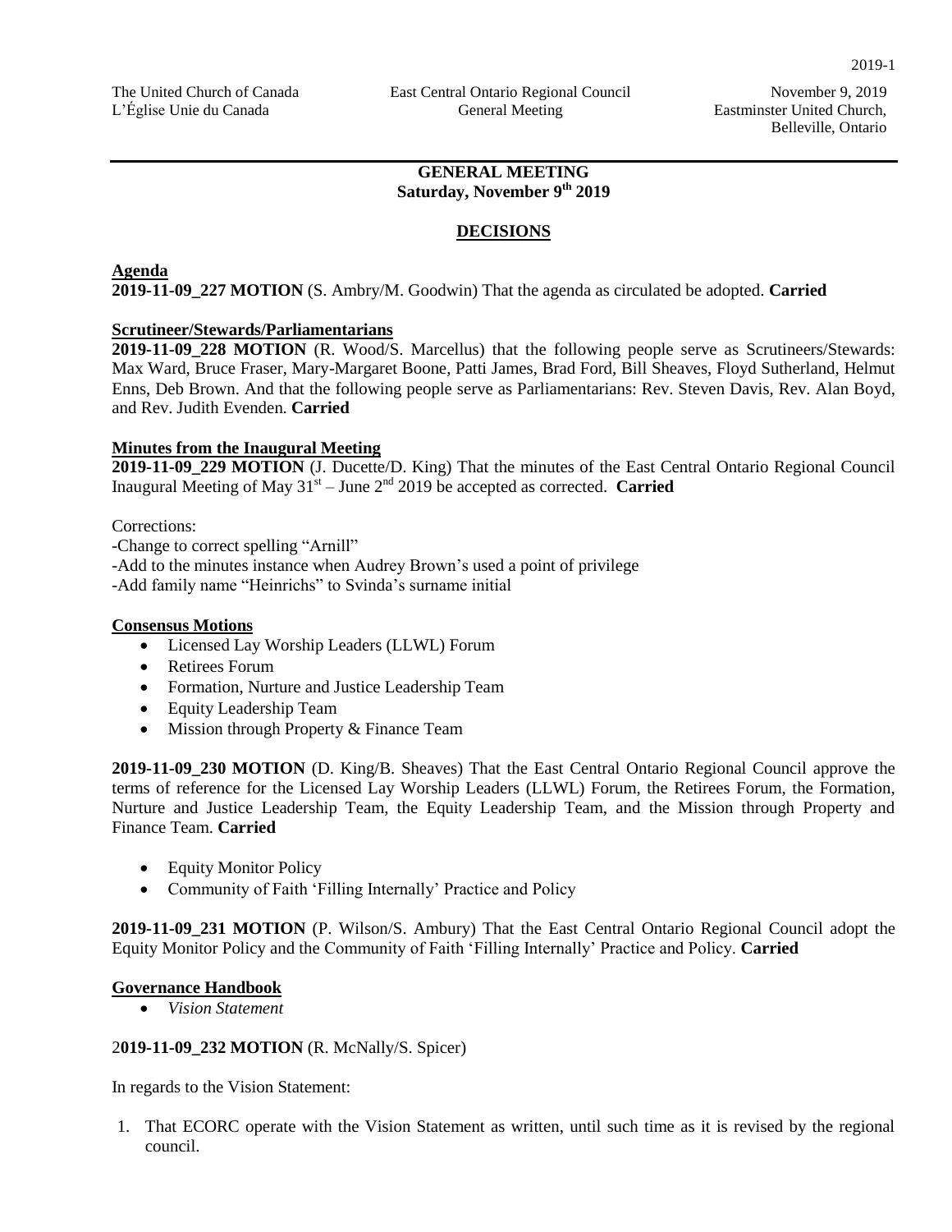The United Church of Canada
L'Église Unie du Canada

East Central Ontario Regional Council
General Meeting

November 9, 2019
Eastminster United Church,
Belleville, Ontario

## GENERAL MEETING
## Saturday, November 9th 2019

### DECISIONS

**Agenda**
**2019-11-09_227 MOTION** (S. Ambry/M. Goodwin) That the agenda as circulated be adopted. **Carried**

**Scrutineer/Stewards/Parliamentarians**
**2019-11-09_228 MOTION** (R. Wood/S. Marcellus) that the following people serve as Scrutineers/Stewards: Max Ward, Bruce Fraser, Mary-Margaret Boone, Patti James, Brad Ford, Bill Sheaves, Floyd Sutherland, Helmut Enns, Deb Brown. And that the following people serve as Parliamentarians: Rev. Steven Davis, Rev. Alan Boyd, and Rev. Judith Evenden. **Carried**

**Minutes from the Inaugural Meeting**
**2019-11-09_229 MOTION** (J. Ducette/D. King) That the minutes of the East Central Ontario Regional Council Inaugural Meeting of May 31st – June 2nd 2019 be accepted as corrected. **Carried**

Corrections:
-Change to correct spelling "Arnill"
-Add to the minutes instance when Audrey Brown's used a point of privilege
-Add family name "Heinrichs" to Svinda's surname initial

**Consensus Motions**
- Licensed Lay Worship Leaders (LLWL) Forum
- Retirees Forum
- Formation, Nurture and Justice Leadership Team
- Equity Leadership Team
- Mission through Property & Finance Team

**2019-11-09_230 MOTION** (D. King/B. Sheaves) That the East Central Ontario Regional Council approve the terms of reference for the Licensed Lay Worship Leaders (LLWL) Forum, the Retirees Forum, the Formation, Nurture and Justice Leadership Team, the Equity Leadership Team, and the Mission through Property and Finance Team. **Carried**

- Equity Monitor Policy
- Community of Faith 'Filling Internally' Practice and Policy

**2019-11-09_231 MOTION** (P. Wilson/S. Ambury) That the East Central Ontario Regional Council adopt the Equity Monitor Policy and the Community of Faith 'Filling Internally' Practice and Policy. **Carried**

**Governance Handbook**
- *Vision Statement*

**2019-11-09_232 MOTION** (R. McNally/S. Spicer)

In regards to the Vision Statement:

1. That ECORC operate with the Vision Statement as written, until such time as it is revised by the regional council.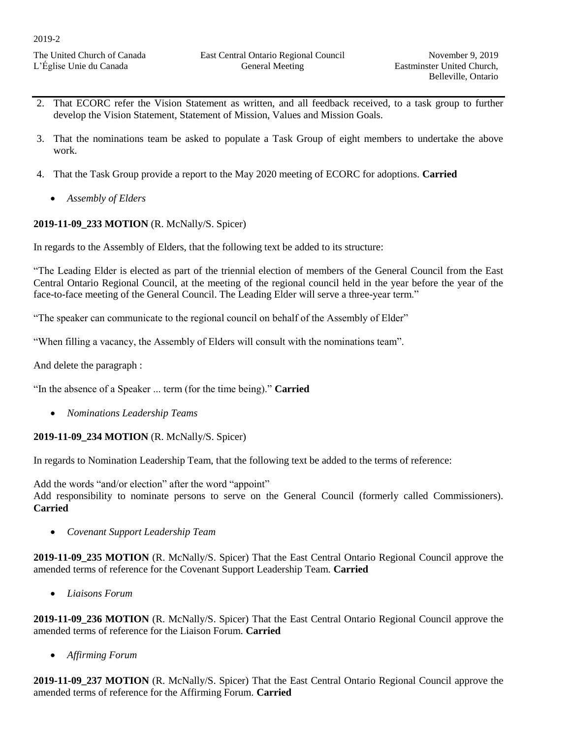2. That ECORC refer the Vision Statement as written, and all feedback received, to a task group to further develop the Vision Statement, Statement of Mission, Values and Mission Goals.

3. That the nominations team be asked to populate a Task Group of eight members to undertake the above work.

4. That the Task Group provide a report to the May 2020 meeting of ECORC for adoptions. **Carried**

- *Assembly of Elders*

**2019-11-09_233 MOTION** (R. McNally/S. Spicer)

In regards to the Assembly of Elders, that the following text be added to its structure:

"The Leading Elder is elected as part of the triennial election of members of the General Council from the East Central Ontario Regional Council, at the meeting of the regional council held in the year before the year of the face-to-face meeting of the General Council. The Leading Elder will serve a three-year term."

"The speaker can communicate to the regional council on behalf of the Assembly of Elder"

"When filling a vacancy, the Assembly of Elders will consult with the nominations team".

And delete the paragraph :

"In the absence of a Speaker ... term (for the time being)." **Carried**

- *Nominations Leadership Teams*

**2019-11-09_234 MOTION** (R. McNally/S. Spicer)

In regards to Nomination Leadership Team, that the following text be added to the terms of reference:

Add the words "and/or election" after the word "appoint"
Add responsibility to nominate persons to serve on the General Council (formerly called Commissioners). **Carried**

- *Covenant Support Leadership Team*

**2019-11-09_235 MOTION** (R. McNally/S. Spicer) That the East Central Ontario Regional Council approve the amended terms of reference for the Covenant Support Leadership Team. **Carried**

- *Liaisons Forum*

**2019-11-09_236 MOTION** (R. McNally/S. Spicer) That the East Central Ontario Regional Council approve the amended terms of reference for the Liaison Forum. **Carried**

- *Affirming Forum*

**2019-11-09_237 MOTION** (R. McNally/S. Spicer) That the East Central Ontario Regional Council approve the amended terms of reference for the Affirming Forum. **Carried**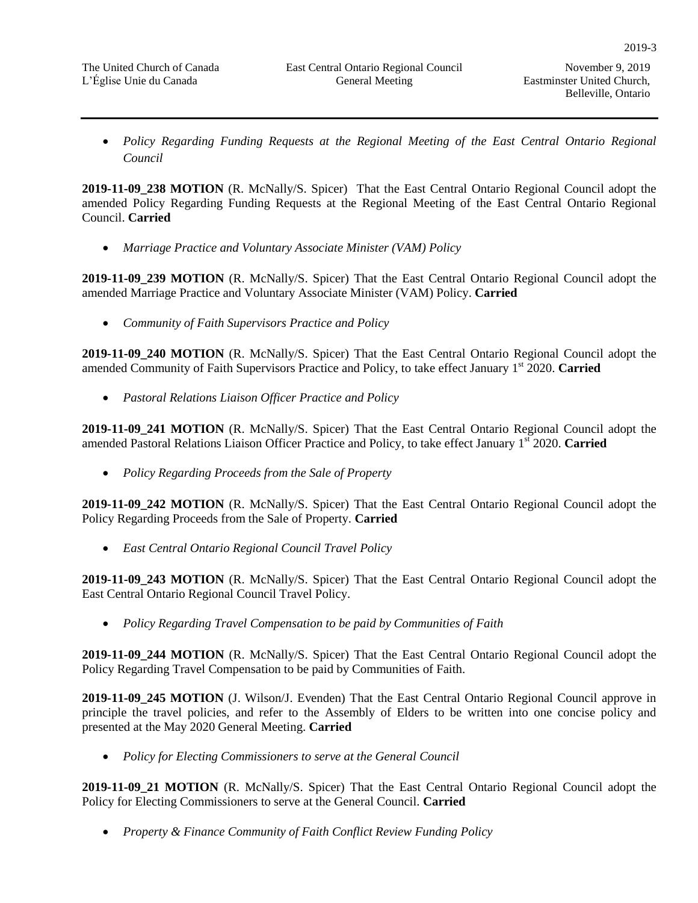- *Policy Regarding Funding Requests at the Regional Meeting of the East Central Ontario Regional Council*

**2019-11-09_238 MOTION** (R. McNally/S. Spicer) That the East Central Ontario Regional Council adopt the amended Policy Regarding Funding Requests at the Regional Meeting of the East Central Ontario Regional Council. **Carried**

- *Marriage Practice and Voluntary Associate Minister (VAM) Policy*

**2019-11-09_239 MOTION** (R. McNally/S. Spicer) That the East Central Ontario Regional Council adopt the amended Marriage Practice and Voluntary Associate Minister (VAM) Policy. **Carried**

- *Community of Faith Supervisors Practice and Policy*

**2019-11-09_240 MOTION** (R. McNally/S. Spicer) That the East Central Ontario Regional Council adopt the amended Community of Faith Supervisors Practice and Policy, to take effect January 1st 2020. **Carried**

- *Pastoral Relations Liaison Officer Practice and Policy*

**2019-11-09_241 MOTION** (R. McNally/S. Spicer) That the East Central Ontario Regional Council adopt the amended Pastoral Relations Liaison Officer Practice and Policy, to take effect January 1st 2020. **Carried**

- *Policy Regarding Proceeds from the Sale of Property*

**2019-11-09_242 MOTION** (R. McNally/S. Spicer) That the East Central Ontario Regional Council adopt the Policy Regarding Proceeds from the Sale of Property. **Carried**

- *East Central Ontario Regional Council Travel Policy*

**2019-11-09_243 MOTION** (R. McNally/S. Spicer) That the East Central Ontario Regional Council adopt the East Central Ontario Regional Council Travel Policy.

- *Policy Regarding Travel Compensation to be paid by Communities of Faith*

**2019-11-09_244 MOTION** (R. McNally/S. Spicer) That the East Central Ontario Regional Council adopt the Policy Regarding Travel Compensation to be paid by Communities of Faith.

**2019-11-09_245 MOTION** (J. Wilson/J. Evenden) That the East Central Ontario Regional Council approve in principle the travel policies, and refer to the Assembly of Elders to be written into one concise policy and presented at the May 2020 General Meeting. **Carried**

- *Policy for Electing Commissioners to serve at the General Council*

**2019-11-09_21 MOTION** (R. McNally/S. Spicer) That the East Central Ontario Regional Council adopt the Policy for Electing Commissioners to serve at the General Council. **Carried**

- *Property & Finance Community of Faith Conflict Review Funding Policy*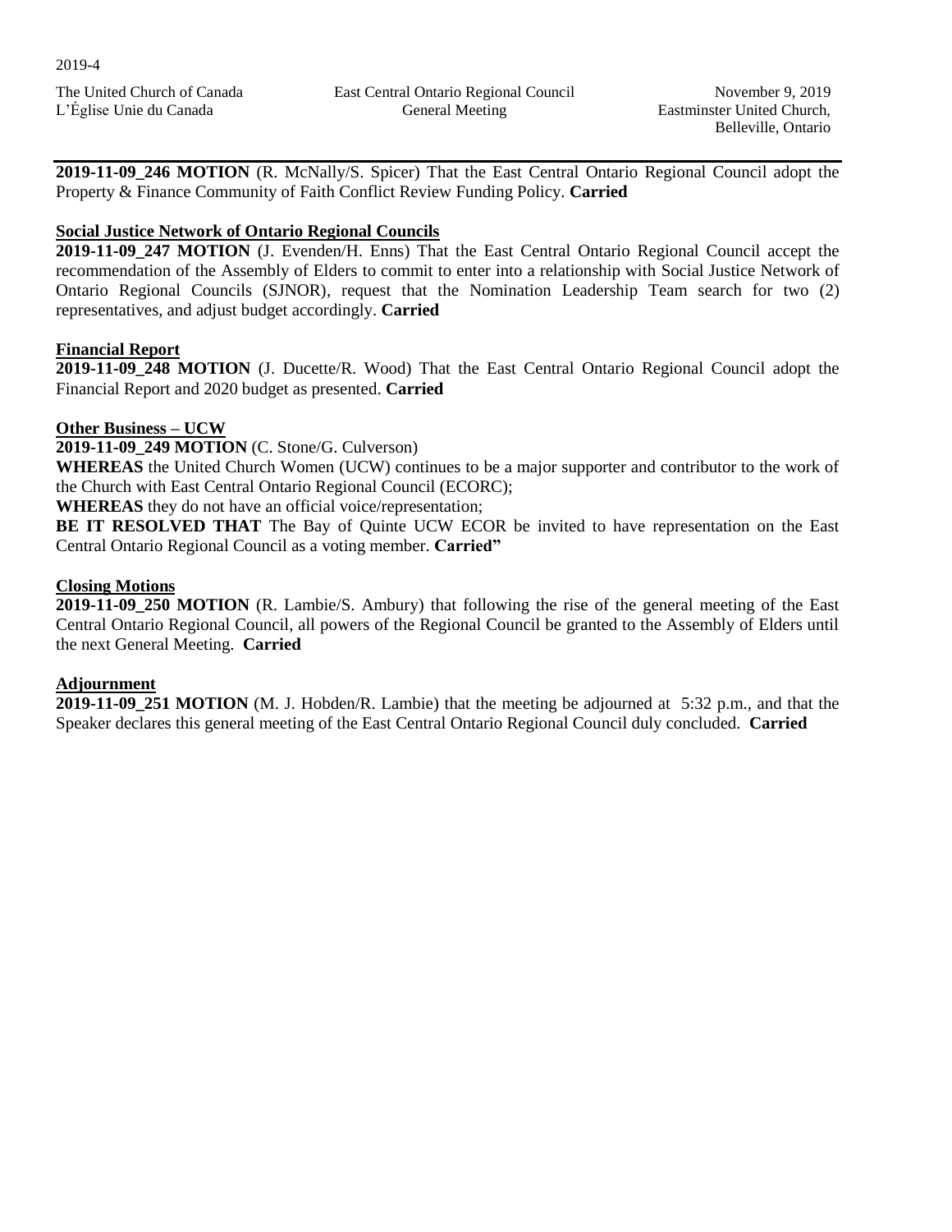**2019-11-09_246 MOTION** (R. McNally/S. Spicer) That the East Central Ontario Regional Council adopt the Property & Finance Community of Faith Conflict Review Funding Policy. **Carried**

**Social Justice Network of Ontario Regional Councils**

**2019-11-09_247 MOTION** (J. Evenden/H. Enns) That the East Central Ontario Regional Council accept the recommendation of the Assembly of Elders to commit to enter into a relationship with Social Justice Network of Ontario Regional Councils (SJNOR), request that the Nomination Leadership Team search for two (2) representatives, and adjust budget accordingly. **Carried**

**Financial Report**

**2019-11-09_248 MOTION** (J. Ducette/R. Wood) That the East Central Ontario Regional Council adopt the Financial Report and 2020 budget as presented. **Carried**

**Other Business – UCW**

**2019-11-09_249 MOTION** (C. Stone/G. Culverson)

**WHEREAS** the United Church Women (UCW) continues to be a major supporter and contributor to the work of the Church with East Central Ontario Regional Council (ECORC);

**WHEREAS** they do not have an official voice/representation;

**BE IT RESOLVED THAT** The Bay of Quinte UCW ECOR be invited to have representation on the East Central Ontario Regional Council as a voting member. **Carried"**

**Closing Motions**

**2019-11-09_250 MOTION** (R. Lambie/S. Ambury) that following the rise of the general meeting of the East Central Ontario Regional Council, all powers of the Regional Council be granted to the Assembly of Elders until the next General Meeting. **Carried**

**Adjournment**

**2019-11-09_251 MOTION** (M. J. Hobden/R. Lambie) that the meeting be adjourned at 5:32 p.m., and that the Speaker declares this general meeting of the East Central Ontario Regional Council duly concluded. **Carried**